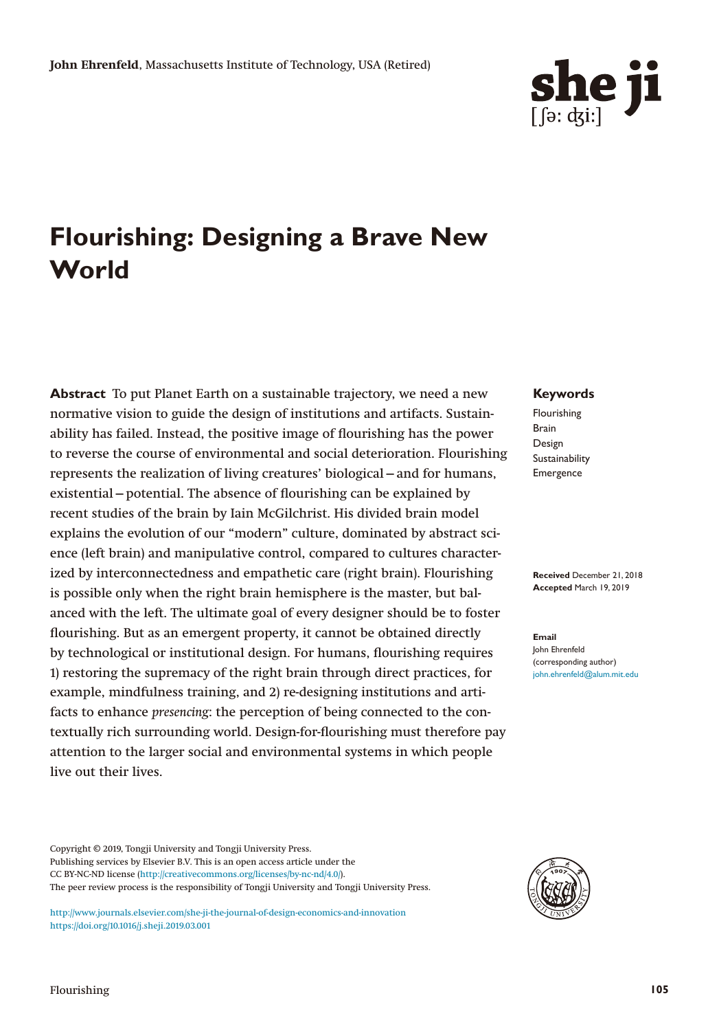**John Ehrenfeld**, Massachusetts Institute of Technology, USA (Retired)

# Flourishing: Designing a Brave New World

**Abstract** To put Planet Earth on a sustainable trajectory, we need a new normative vision to guide the design of institutions and artifacts. Sustainability has failed. Instead, the positive image of flourishing has the power to reverse the course of environmental and social deterioration. Flourishing represents the realization of living creatures' biological – and for humans, existential – potential. The absence of flourishing can be explained by recent studies of the brain by Iain McGilchrist. His divided brain model explains the evolution of our "modern" culture, dominated by abstract science (left brain) and manipulative control, compared to cultures characterized by interconnectedness and empathetic care (right brain). Flourishing is possible only when the right brain hemisphere is the master, but balanced with the left. The ultimate goal of every designer should be to foster flourishing. But as an emergent property, it cannot be obtained directly by technological or institutional design. For humans, flourishing requires 1) restoring the supremacy of the right brain through direct practices, for example, mindfulness training, and 2) re-designing institutions and artifacts to enhance *presencing*: the perception of being connected to the contextually rich surrounding world. Design-for-flourishing must therefore pay attention to the larger social and environmental systems in which people live out their lives.

**Keywords**
Flourishing
Brain
Design
Sustainability
Emergence

**Received** December 21, 2018
**Accepted** March 19, 2019

**Email**
John Ehrenfeld
(corresponding author)
john.ehrenfeld@alum.mit.edu

Copyright © 2019, Tongji University and Tongji University Press.
Publishing services by Elsevier B.V. This is an open access article under the CC BY-NC-ND license (http://creativecommons.org/licenses/by-nc-nd/4.0/).
The peer review process is the responsibility of Tongji University and Tongji University Press.

http://www.journals.elsevier.com/she-ji-the-journal-of-design-economics-and-innovation
https://doi.org/10.1016/j.sheji.2019.03.001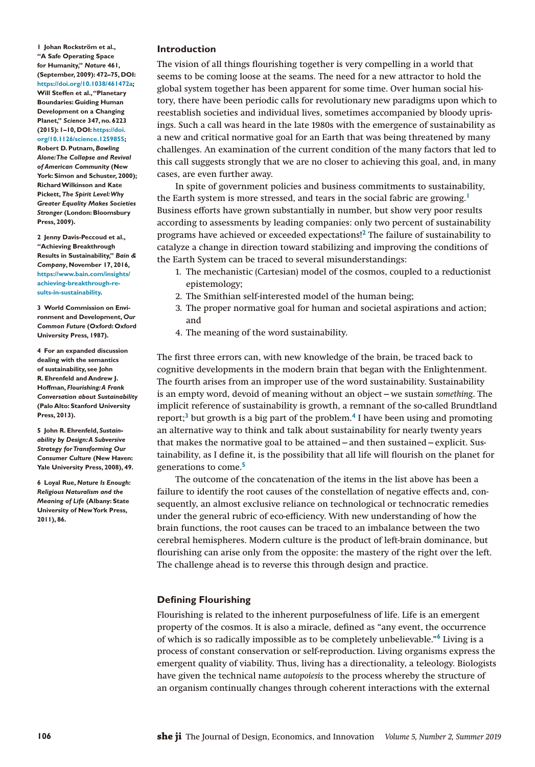## Introduction

The vision of all things flourishing together is very compelling in a world that seems to be coming loose at the seams. The need for a new attractor to hold the global system together has been apparent for some time. Over human social history, there have been periodic calls for revolutionary new paradigms upon which to reestablish societies and individual lives, sometimes accompanied by bloody uprisings. Such a call was heard in the late 1980s with the emergence of sustainability as a new and critical normative goal for an Earth that was being threatened by many challenges. An examination of the current condition of the many factors that led to this call suggests strongly that we are no closer to achieving this goal, and, in many cases, are even further away.

In spite of government policies and business commitments to sustainability, the Earth system is more stressed, and tears in the social fabric are growing.[1] Business efforts have grown substantially in number, but show very poor results according to assessments by leading companies: only two percent of sustainability programs have achieved or exceeded expectations![2] The failure of sustainability to catalyze a change in direction toward stabilizing and improving the conditions of the Earth System can be traced to several misunderstandings:

1. The mechanistic (Cartesian) model of the cosmos, coupled to a reductionist epistemology;
2. The Smithian self-interested model of the human being;
3. The proper normative goal for human and societal aspirations and action; and
4. The meaning of the word sustainability.

The first three errors can, with new knowledge of the brain, be traced back to cognitive developments in the modern brain that began with the Enlightenment. The fourth arises from an improper use of the word sustainability. Sustainability is an empty word, devoid of meaning without an object – we sustain *something*. The implicit reference of sustainability is growth, a remnant of the so-called Brundtland report;[3] but growth is a big part of the problem.[4] I have been using and promoting an alternative way to think and talk about sustainability for nearly twenty years that makes the normative goal to be attained – and then sustained – explicit. Sustainability, as I define it, is the possibility that all life will flourish on the planet for generations to come.[5]

The outcome of the concatenation of the items in the list above has been a failure to identify the root causes of the constellation of negative effects and, consequently, an almost exclusive reliance on technological or technocratic remedies under the general rubric of eco-efficiency. With new understanding of how the brain functions, the root causes can be traced to an imbalance between the two cerebral hemispheres. Modern culture is the product of left-brain dominance, but flourishing can arise only from the opposite: the mastery of the right over the left. The challenge ahead is to reverse this through design and practice.

## Defining Flourishing

Flourishing is related to the inherent purposefulness of life. Life is an emergent property of the cosmos. It is also a miracle, defined as "any event, the occurrence of which is so radically impossible as to be completely unbelievable."[6] Living is a process of constant conservation or self-reproduction. Living organisms express the emergent quality of viability. Thus, living has a directionality, a teleology. Biologists have given the technical name *autopoiesis* to the process whereby the structure of an organism continually changes through coherent interactions with the external

---

1 Johan Rockström et al., "A Safe Operating Space for Humanity," *Nature* 461, (September, 2009): 472–75, DOI: https://doi.org/10.1038/461472a; Will Steffen et al., "Planetary Boundaries: Guiding Human Development on a Changing Planet," *Science* 347, no. 6223 (2015): 1–10, DOI: https://doi.org/10.1126/science.1259855; Robert D. Putnam, *Bowling Alone: The Collapse and Revival of American Community* (New York: Simon and Schuster, 2000); Richard Wilkinson and Kate Pickett, *The Spirit Level: Why Greater Equality Makes Societies Stronger* (London: Bloomsbury Press, 2009).

2 Jenny Davis-Peccoud et al., "Achieving Breakthrough Results in Sustainability," *Bain & Company*, November 17, 2016, https://www.bain.com/insights/achieving-breakthrough-results-in-sustainability.

3 World Commission on Environment and Development, *Our Common Future* (Oxford: Oxford University Press, 1987).

4 For an expanded discussion dealing with the semantics of sustainability, see John R. Ehrenfeld and Andrew J. Hoffman, *Flourishing: A Frank Conversation about Sustainability* (Palo Alto: Stanford University Press, 2013).

5 John R. Ehrenfeld, *Sustainability by Design: A Subversive Strategy for Transforming Our Consumer Culture* (New Haven: Yale University Press, 2008), 49.

6 Loyal Rue, *Nature Is Enough: Religious Naturalism and the Meaning of Life* (Albany: State University of New York Press, 2011), 86.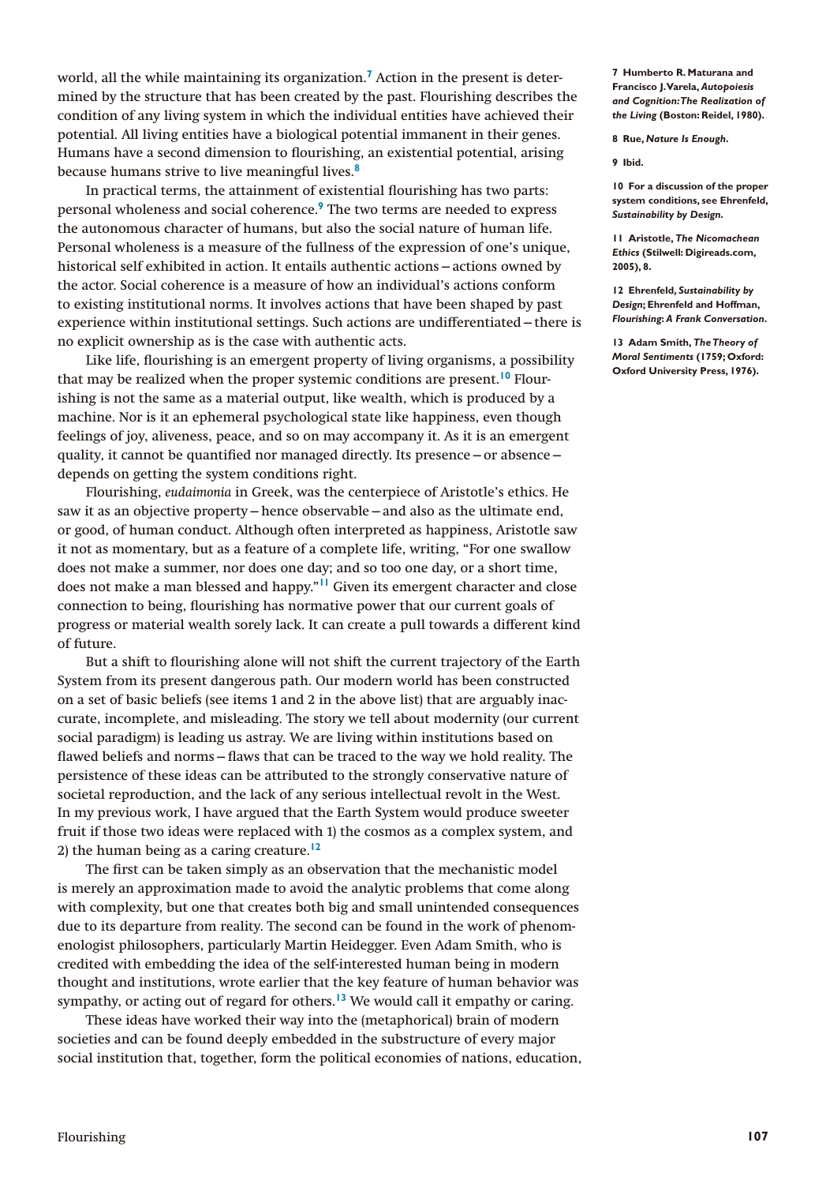world, all the while maintaining its organization.[7] Action in the present is determined by the structure that has been created by the past. Flourishing describes the condition of any living system in which the individual entities have achieved their potential. All living entities have a biological potential immanent in their genes. Humans have a second dimension to flourishing, an existential potential, arising because humans strive to live meaningful lives.[8]

In practical terms, the attainment of existential flourishing has two parts: personal wholeness and social coherence.[9] The two terms are needed to express the autonomous character of humans, but also the social nature of human life. Personal wholeness is a measure of the fullness of the expression of one's unique, historical self exhibited in action. It entails authentic actions – actions owned by the actor. Social coherence is a measure of how an individual's actions conform to existing institutional norms. It involves actions that have been shaped by past experience within institutional settings. Such actions are undifferentiated – there is no explicit ownership as is the case with authentic acts.

Like life, flourishing is an emergent property of living organisms, a possibility that may be realized when the proper systemic conditions are present.[10] Flourishing is not the same as a material output, like wealth, which is produced by a machine. Nor is it an ephemeral psychological state like happiness, even though feelings of joy, aliveness, peace, and so on may accompany it. As it is an emergent quality, it cannot be quantified nor managed directly. Its presence – or absence – depends on getting the system conditions right.

Flourishing, *eudaimonia* in Greek, was the centerpiece of Aristotle's ethics. He saw it as an objective property – hence observable – and also as the ultimate end, or good, of human conduct. Although often interpreted as happiness, Aristotle saw it not as momentary, but as a feature of a complete life, writing, "For one swallow does not make a summer, nor does one day; and so too one day, or a short time, does not make a man blessed and happy."[11] Given its emergent character and close connection to being, flourishing has normative power that our current goals of progress or material wealth sorely lack. It can create a pull towards a different kind of future.

But a shift to flourishing alone will not shift the current trajectory of the Earth System from its present dangerous path. Our modern world has been constructed on a set of basic beliefs (see items 1 and 2 in the above list) that are arguably inaccurate, incomplete, and misleading. The story we tell about modernity (our current social paradigm) is leading us astray. We are living within institutions based on flawed beliefs and norms – flaws that can be traced to the way we hold reality. The persistence of these ideas can be attributed to the strongly conservative nature of societal reproduction, and the lack of any serious intellectual revolt in the West. In my previous work, I have argued that the Earth System would produce sweeter fruit if those two ideas were replaced with 1) the cosmos as a complex system, and 2) the human being as a caring creature.[12]

The first can be taken simply as an observation that the mechanistic model is merely an approximation made to avoid the analytic problems that come along with complexity, but one that creates both big and small unintended consequences due to its departure from reality. The second can be found in the work of phenomenologist philosophers, particularly Martin Heidegger. Even Adam Smith, who is credited with embedding the idea of the self-interested human being in modern thought and institutions, wrote earlier that the key feature of human behavior was sympathy, or acting out of regard for others.[13] We would call it empathy or caring.

These ideas have worked their way into the (metaphorical) brain of modern societies and can be found deeply embedded in the substructure of every major social institution that, together, form the political economies of nations, education,

7 Humberto R. Maturana and Francisco J. Varela, *Autopoiesis and Cognition: The Realization of the Living* (Boston: Reidel, 1980).

8 Rue, *Nature Is Enough*.

9 Ibid.

10 For a discussion of the proper system conditions, see Ehrenfeld, *Sustainability by Design*.

11 Aristotle, *The Nicomachean Ethics* (Stilwell: Digireads.com, 2005), 8.

12 Ehrenfeld, *Sustainability by Design*; Ehrenfeld and Hoffman, *Flourishing: A Frank Conversation*.

13 Adam Smith, *The Theory of Moral Sentiments* (1759; Oxford: Oxford University Press, 1976).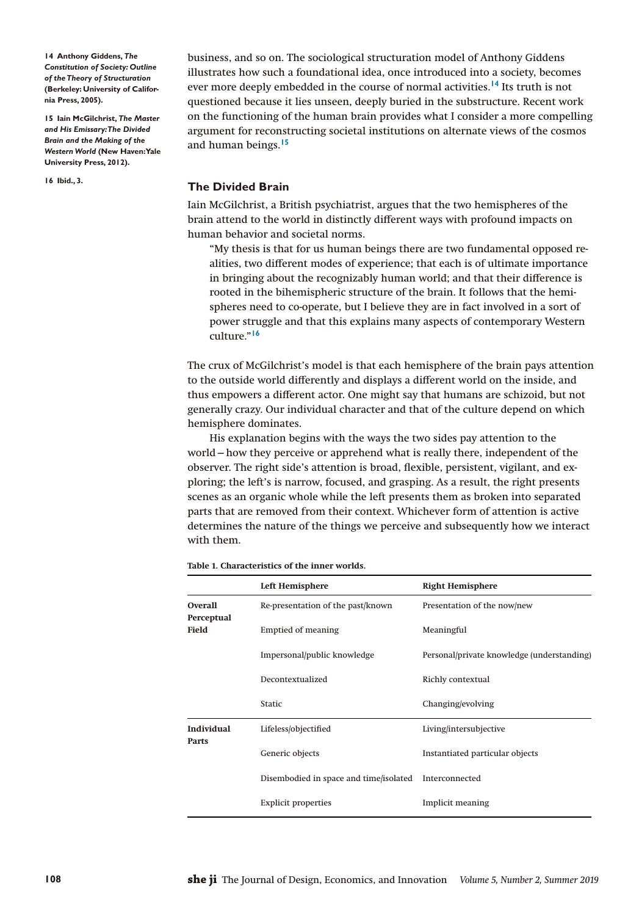business, and so on. The sociological structuration model of Anthony Giddens illustrates how such a foundational idea, once introduced into a society, becomes ever more deeply embedded in the course of normal activities.[14] Its truth is not questioned because it lies unseen, deeply buried in the substructure. Recent work on the functioning of the human brain provides what I consider a more compelling argument for reconstructing societal institutions on alternate views of the cosmos and human beings.[15]

## The Divided Brain

Iain McGilchrist, a British psychiatrist, argues that the two hemispheres of the brain attend to the world in distinctly different ways with profound impacts on human behavior and societal norms.

> "My thesis is that for us human beings there are two fundamental opposed realities, two different modes of experience; that each is of ultimate importance in bringing about the recognizably human world; and that their difference is rooted in the bihemispheric structure of the brain. It follows that the hemispheres need to co-operate, but I believe they are in fact involved in a sort of power struggle and that this explains many aspects of contemporary Western culture."[16]

The crux of McGilchrist's model is that each hemisphere of the brain pays attention to the outside world differently and displays a different world on the inside, and thus empowers a different actor. One might say that humans are schizoid, but not generally crazy. Our individual character and that of the culture depend on which hemisphere dominates.

His explanation begins with the ways the two sides pay attention to the world – how they perceive or apprehend what is really there, independent of the observer. The right side's attention is broad, flexible, persistent, vigilant, and exploring; the left's is narrow, focused, and grasping. As a result, the right presents scenes as an organic whole while the left presents them as broken into separated parts that are removed from their context. Whichever form of attention is active determines the nature of the things we perceive and subsequently how we interact with them.

**Table 1. Characteristics of the inner worlds.**

| | Left Hemisphere | Right Hemisphere |
|---|---|---|
| **Overall Perceptual Field** | Re-presentation of the past/known | Presentation of the now/new |
| | Emptied of meaning | Meaningful |
| | Impersonal/public knowledge | Personal/private knowledge (understanding) |
| | Decontextualized | Richly contextual |
| | Static | Changing/evolving |
| **Individual Parts** | Lifeless/objectified | Living/intersubjective |
| | Generic objects | Instantiated particular objects |
| | Disembodied in space and time/isolated | Interconnected |
| | Explicit properties | Implicit meaning |

14 Anthony Giddens, *The Constitution of Society: Outline of the Theory of Structuration* (Berkeley: University of California Press, 2005).

15 Iain McGilchrist, *The Master and His Emissary: The Divided Brain and the Making of the Western World* (New Haven: Yale University Press, 2012).

16 Ibid., 3.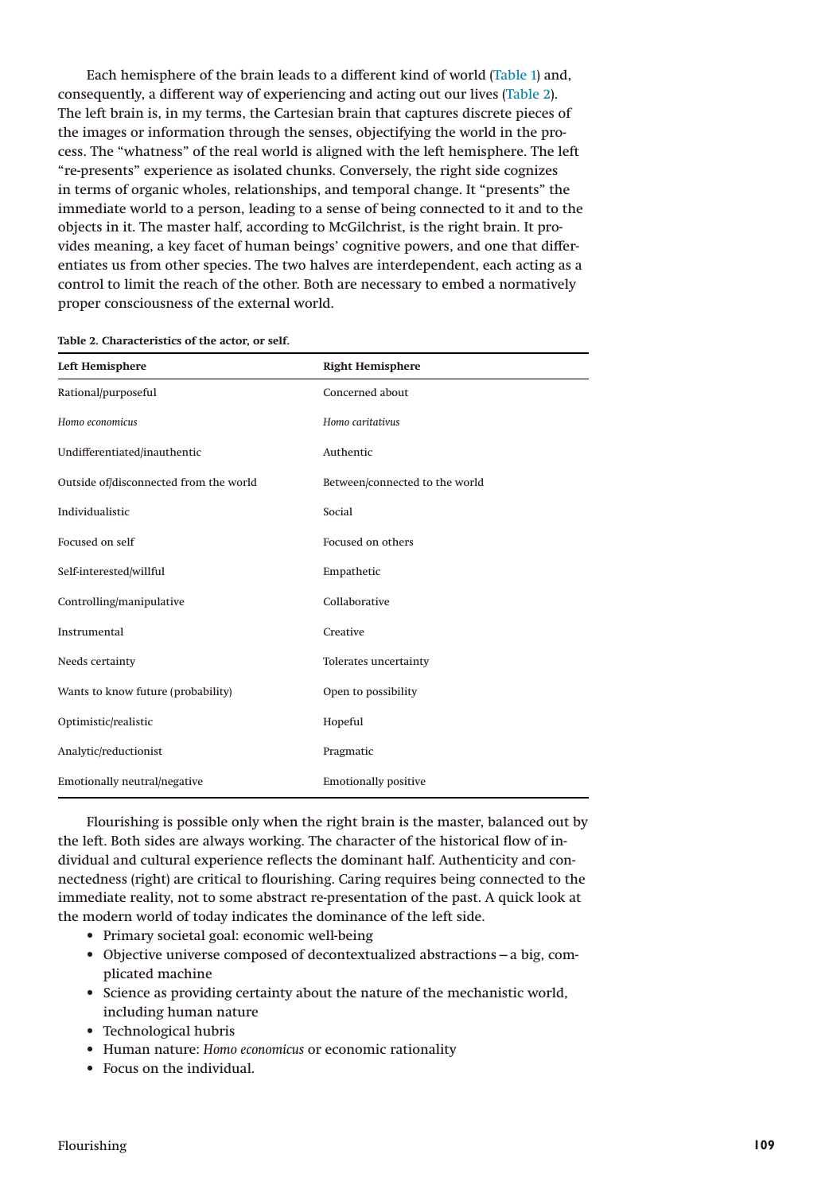Each hemisphere of the brain leads to a different kind of world (Table 1) and, consequently, a different way of experiencing and acting out our lives (Table 2). The left brain is, in my terms, the Cartesian brain that captures discrete pieces of the images or information through the senses, objectifying the world in the process. The "whatness" of the real world is aligned with the left hemisphere. The left "re-presents" experience as isolated chunks. Conversely, the right side cognizes in terms of organic wholes, relationships, and temporal change. It "presents" the immediate world to a person, leading to a sense of being connected to it and to the objects in it. The master half, according to McGilchrist, is the right brain. It provides meaning, a key facet of human beings' cognitive powers, and one that differentiates us from other species. The two halves are interdependent, each acting as a control to limit the reach of the other. Both are necessary to embed a normatively proper consciousness of the external world.

**Table 2. Characteristics of the actor, or self.**

| Left Hemisphere | Right Hemisphere |
|---|---|
| Rational/purposeful | Concerned about |
| *Homo economicus* | *Homo caritativus* |
| Undifferentiated/inauthentic | Authentic |
| Outside of/disconnected from the world | Between/connected to the world |
| Individualistic | Social |
| Focused on self | Focused on others |
| Self-interested/willful | Empathetic |
| Controlling/manipulative | Collaborative |
| Instrumental | Creative |
| Needs certainty | Tolerates uncertainty |
| Wants to know future (probability) | Open to possibility |
| Optimistic/realistic | Hopeful |
| Analytic/reductionist | Pragmatic |
| Emotionally neutral/negative | Emotionally positive |

Flourishing is possible only when the right brain is the master, balanced out by the left. Both sides are always working. The character of the historical flow of individual and cultural experience reflects the dominant half. Authenticity and connectedness (right) are critical to flourishing. Caring requires being connected to the immediate reality, not to some abstract re-presentation of the past. A quick look at the modern world of today indicates the dominance of the left side.

- Primary societal goal: economic well-being
- Objective universe composed of decontextualized abstractions – a big, complicated machine
- Science as providing certainty about the nature of the mechanistic world, including human nature
- Technological hubris
- Human nature: *Homo economicus* or economic rationality
- Focus on the individual.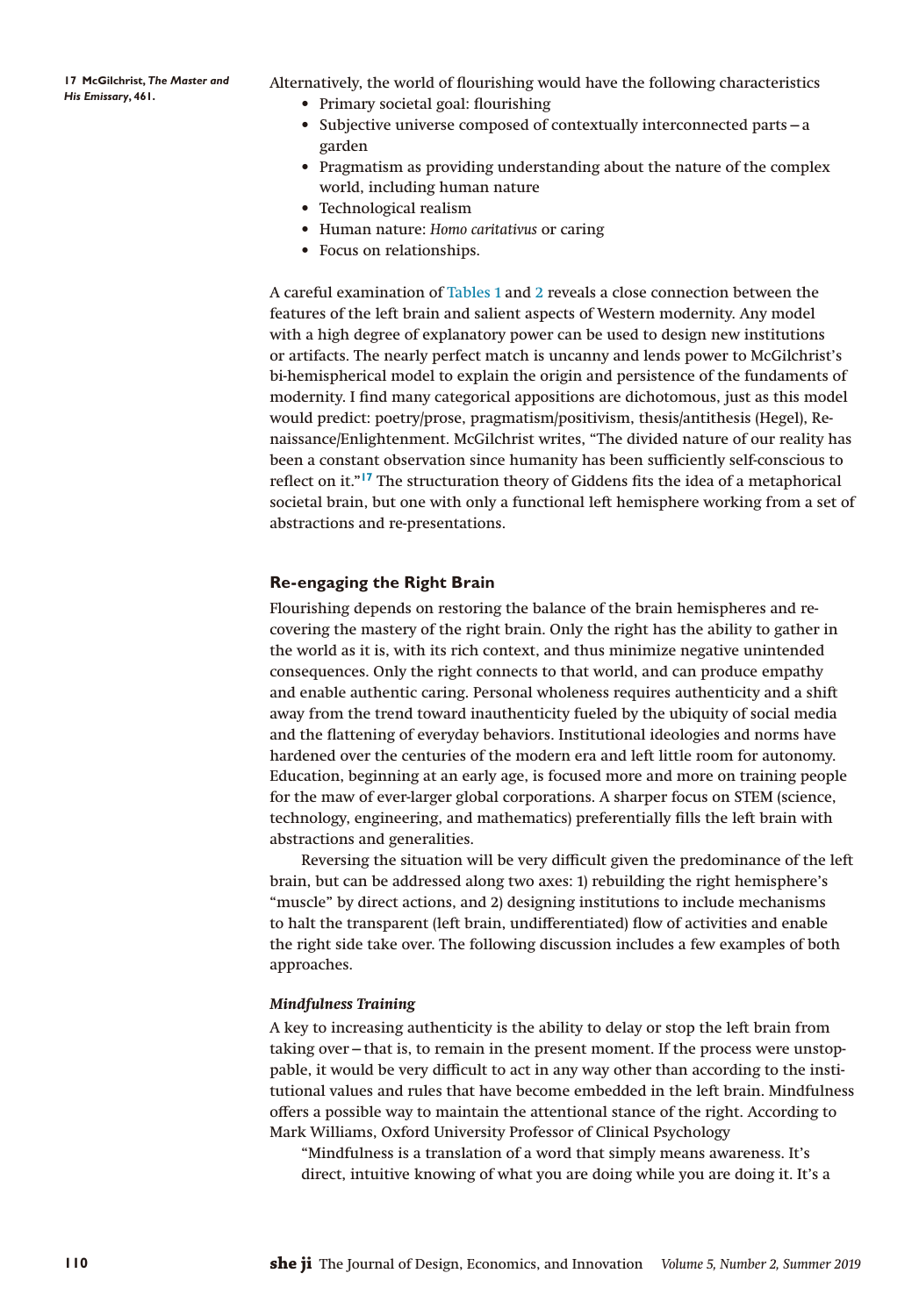Alternatively, the world of flourishing would have the following characteristics

- Primary societal goal: flourishing
- Subjective universe composed of contextually interconnected parts – a garden
- Pragmatism as providing understanding about the nature of the complex world, including human nature
- Technological realism
- Human nature: *Homo caritativus* or caring
- Focus on relationships.

A careful examination of Tables 1 and 2 reveals a close connection between the features of the left brain and salient aspects of Western modernity. Any model with a high degree of explanatory power can be used to design new institutions or artifacts. The nearly perfect match is uncanny and lends power to McGilchrist's bi-hemispherical model to explain the origin and persistence of the fundaments of modernity. I find many categorical appositions are dichotomous, just as this model would predict: poetry/prose, pragmatism/positivism, thesis/antithesis (Hegel), Renaissance/Enlightenment. McGilchrist writes, "The divided nature of our reality has been a constant observation since humanity has been sufficiently self-conscious to reflect on it."[17] The structuration theory of Giddens fits the idea of a metaphorical societal brain, but one with only a functional left hemisphere working from a set of abstractions and re-presentations.

17 McGilchrist, *The Master and His Emissary*, 461.

## Re-engaging the Right Brain

Flourishing depends on restoring the balance of the brain hemispheres and recovering the mastery of the right brain. Only the right has the ability to gather in the world as it is, with its rich context, and thus minimize negative unintended consequences. Only the right connects to that world, and can produce empathy and enable authentic caring. Personal wholeness requires authenticity and a shift away from the trend toward inauthenticity fueled by the ubiquity of social media and the flattening of everyday behaviors. Institutional ideologies and norms have hardened over the centuries of the modern era and left little room for autonomy. Education, beginning at an early age, is focused more and more on training people for the maw of ever-larger global corporations. A sharper focus on STEM (science, technology, engineering, and mathematics) preferentially fills the left brain with abstractions and generalities.

Reversing the situation will be very difficult given the predominance of the left brain, but can be addressed along two axes: 1) rebuilding the right hemisphere's "muscle" by direct actions, and 2) designing institutions to include mechanisms to halt the transparent (left brain, undifferentiated) flow of activities and enable the right side take over. The following discussion includes a few examples of both approaches.

### *Mindfulness Training*

A key to increasing authenticity is the ability to delay or stop the left brain from taking over – that is, to remain in the present moment. If the process were unstoppable, it would be very difficult to act in any way other than according to the institutional values and rules that have become embedded in the left brain. Mindfulness offers a possible way to maintain the attentional stance of the right. According to Mark Williams, Oxford University Professor of Clinical Psychology

> "Mindfulness is a translation of a word that simply means awareness. It's direct, intuitive knowing of what you are doing while you are doing it. It's a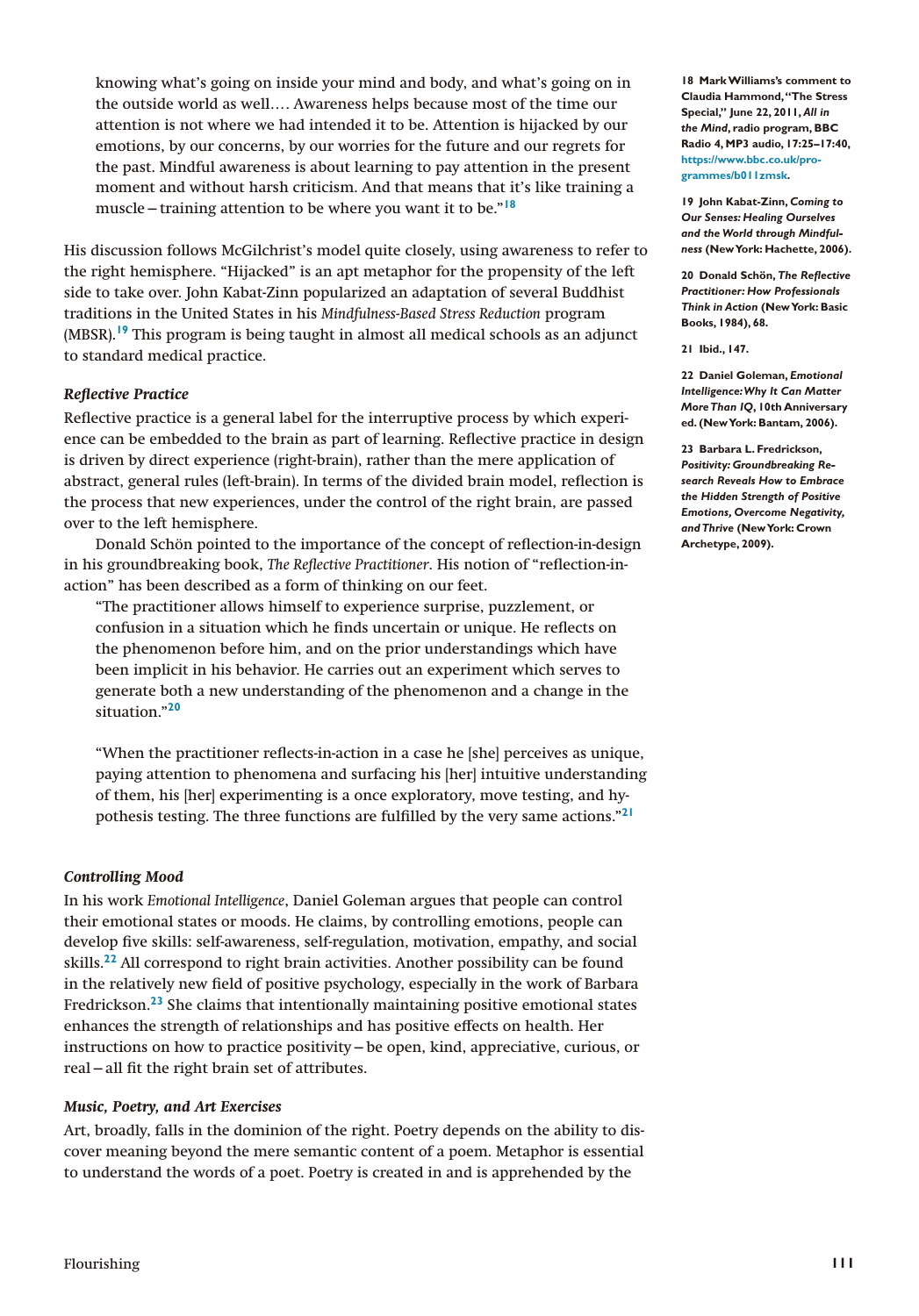knowing what's going on inside your mind and body, and what's going on in the outside world as well.… Awareness helps because most of the time our attention is not where we had intended it to be. Attention is hijacked by our emotions, by our concerns, by our worries for the future and our regrets for the past. Mindful awareness is about learning to pay attention in the present moment and without harsh criticism. And that means that it's like training a muscle – training attention to be where you want it to be."[18]

His discussion follows McGilchrist's model quite closely, using awareness to refer to the right hemisphere. "Hijacked" is an apt metaphor for the propensity of the left side to take over. John Kabat-Zinn popularized an adaptation of several Buddhist traditions in the United States in his *Mindfulness-Based Stress Reduction* program (MBSR).[19] This program is being taught in almost all medical schools as an adjunct to standard medical practice.

### *Reflective Practice*

Reflective practice is a general label for the interruptive process by which experience can be embedded to the brain as part of learning. Reflective practice in design is driven by direct experience (right-brain), rather than the mere application of abstract, general rules (left-brain). In terms of the divided brain model, reflection is the process that new experiences, under the control of the right brain, are passed over to the left hemisphere.

Donald Schön pointed to the importance of the concept of reflection-in-design in his groundbreaking book, *The Reflective Practitioner*. His notion of "reflection-in-action" has been described as a form of thinking on our feet.

> "The practitioner allows himself to experience surprise, puzzlement, or confusion in a situation which he finds uncertain or unique. He reflects on the phenomenon before him, and on the prior understandings which have been implicit in his behavior. He carries out an experiment which serves to generate both a new understanding of the phenomenon and a change in the situation."[20]
>
> "When the practitioner reflects-in-action in a case he [she] perceives as unique, paying attention to phenomena and surfacing his [her] intuitive understanding of them, his [her] experimenting is a once exploratory, move testing, and hypothesis testing. The three functions are fulfilled by the very same actions."[21]

### *Controlling Mood*

In his work *Emotional Intelligence*, Daniel Goleman argues that people can control their emotional states or moods. He claims, by controlling emotions, people can develop five skills: self-awareness, self-regulation, motivation, empathy, and social skills.[22] All correspond to right brain activities. Another possibility can be found in the relatively new field of positive psychology, especially in the work of Barbara Fredrickson.[23] She claims that intentionally maintaining positive emotional states enhances the strength of relationships and has positive effects on health. Her instructions on how to practice positivity – be open, kind, appreciative, curious, or real – all fit the right brain set of attributes.

### *Music, Poetry, and Art Exercises*

Art, broadly, falls in the dominion of the right. Poetry depends on the ability to discover meaning beyond the mere semantic content of a poem. Metaphor is essential to understand the words of a poet. Poetry is created in and is apprehended by the

---

**18** Mark Williams's comment to Claudia Hammond, "The Stress Special," June 22, 2011, *All in the Mind*, radio program, BBC Radio 4, MP3 audio, 17:25–17:40, https://www.bbc.co.uk/programmes/b011zmsk.

**19** John Kabat-Zinn, *Coming to Our Senses: Healing Ourselves and the World through Mindfulness* (New York: Hachette, 2006).

**20** Donald Schön, *The Reflective Practitioner: How Professionals Think in Action* (New York: Basic Books, 1984), 68.

**21** Ibid., 147.

**22** Daniel Goleman, *Emotional Intelligence: Why It Can Matter More Than IQ*, 10th Anniversary ed. (New York: Bantam, 2006).

**23** Barbara L. Fredrickson, *Positivity: Groundbreaking Research Reveals How to Embrace the Hidden Strength of Positive Emotions, Overcome Negativity, and Thrive* (New York: Crown Archetype, 2009).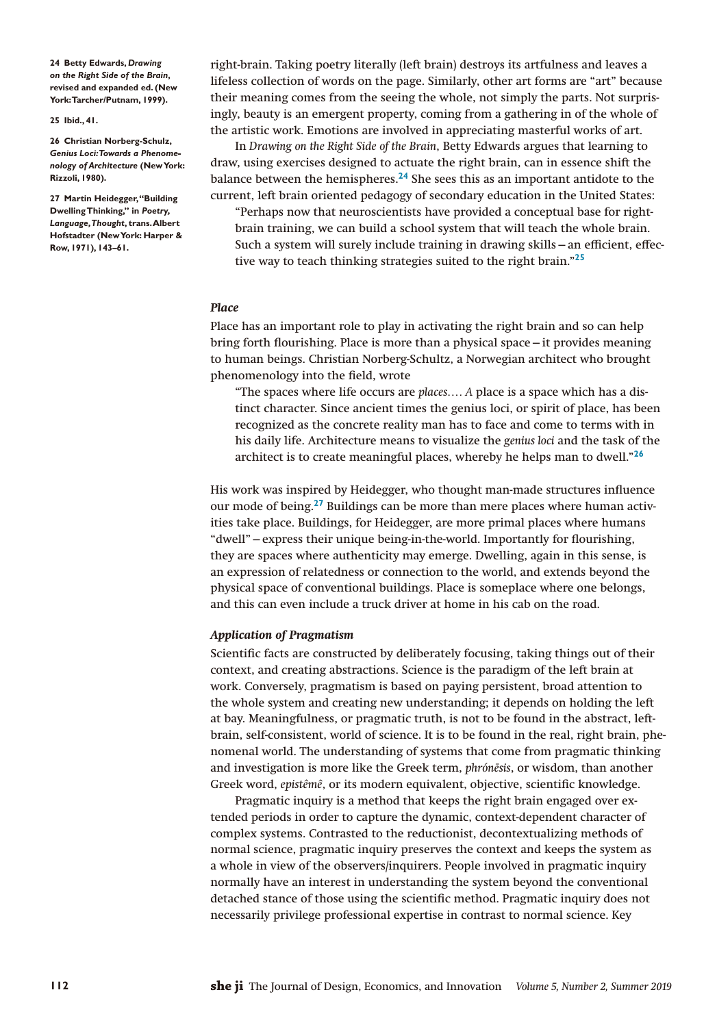right-brain. Taking poetry literally (left brain) destroys its artfulness and leaves a lifeless collection of words on the page. Similarly, other art forms are "art" because their meaning comes from the seeing the whole, not simply the parts. Not surprisingly, beauty is an emergent property, coming from a gathering in of the whole of the artistic work. Emotions are involved in appreciating masterful works of art.

In *Drawing on the Right Side of the Brain*, Betty Edwards argues that learning to draw, using exercises designed to actuate the right brain, can in essence shift the balance between the hemispheres.[24] She sees this as an important antidote to the current, left brain oriented pedagogy of secondary education in the United States:

> "Perhaps now that neuroscientists have provided a conceptual base for right-brain training, we can build a school system that will teach the whole brain. Such a system will surely include training in drawing skills – an efficient, effective way to teach thinking strategies suited to the right brain."[25]

### *Place*

Place has an important role to play in activating the right brain and so can help bring forth flourishing. Place is more than a physical space – it provides meaning to human beings. Christian Norberg-Schultz, a Norwegian architect who brought phenomenology into the field, wrote

> "The spaces where life occurs are *places*.… *A* place is a space which has a distinct character. Since ancient times the genius loci, or spirit of place, has been recognized as the concrete reality man has to face and come to terms with in his daily life. Architecture means to visualize the *genius loci* and the task of the architect is to create meaningful places, whereby he helps man to dwell."[26]

His work was inspired by Heidegger, who thought man-made structures influence our mode of being.[27] Buildings can be more than mere places where human activities take place. Buildings, for Heidegger, are more primal places where humans "dwell" – express their unique being-in-the-world. Importantly for flourishing, they are spaces where authenticity may emerge. Dwelling, again in this sense, is an expression of relatedness or connection to the world, and extends beyond the physical space of conventional buildings. Place is someplace where one belongs, and this can even include a truck driver at home in his cab on the road.

### *Application of Pragmatism*

Scientific facts are constructed by deliberately focusing, taking things out of their context, and creating abstractions. Science is the paradigm of the left brain at work. Conversely, pragmatism is based on paying persistent, broad attention to the whole system and creating new understanding; it depends on holding the left at bay. Meaningfulness, or pragmatic truth, is not to be found in the abstract, left-brain, self-consistent, world of science. It is to be found in the real, right brain, phenomenal world. The understanding of systems that come from pragmatic thinking and investigation is more like the Greek term, *phrónēsis*, or wisdom, than another Greek word, *epistêmê*, or its modern equivalent, objective, scientific knowledge.

Pragmatic inquiry is a method that keeps the right brain engaged over extended periods in order to capture the dynamic, context-dependent character of complex systems. Contrasted to the reductionist, decontextualizing methods of normal science, pragmatic inquiry preserves the context and keeps the system as a whole in view of the observers/inquirers. People involved in pragmatic inquiry normally have an interest in understanding the system beyond the conventional detached stance of those using the scientific method. Pragmatic inquiry does not necessarily privilege professional expertise in contrast to normal science. Key

---

24 Betty Edwards, *Drawing on the Right Side of the Brain*, revised and expanded ed. (New York: Tarcher/Putnam, 1999).

25 Ibid., 41.

26 Christian Norberg-Schulz, *Genius Loci: Towards a Phenomenology of Architecture* (New York: Rizzoli, 1980).

27 Martin Heidegger, "Building Dwelling Thinking," in *Poetry, Language, Thought*, trans. Albert Hofstadter (New York: Harper & Row, 1971), 143–61.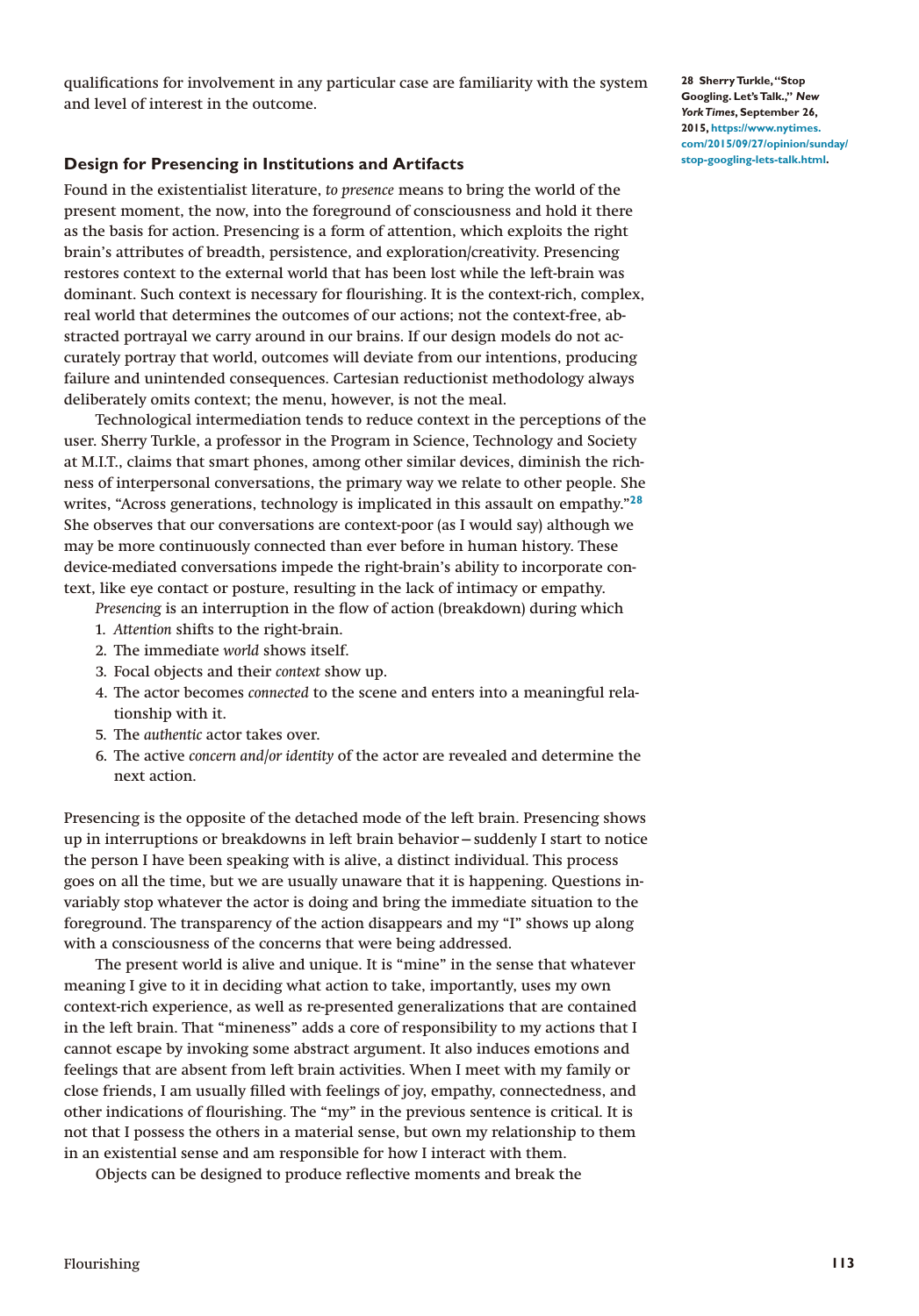qualifications for involvement in any particular case are familiarity with the system and level of interest in the outcome.

### Design for Presencing in Institutions and Artifacts

Found in the existentialist literature, *to presence* means to bring the world of the present moment, the now, into the foreground of consciousness and hold it there as the basis for action. Presencing is a form of attention, which exploits the right brain's attributes of breadth, persistence, and exploration/creativity. Presencing restores context to the external world that has been lost while the left-brain was dominant. Such context is necessary for flourishing. It is the context-rich, complex, real world that determines the outcomes of our actions; not the context-free, abstracted portrayal we carry around in our brains. If our design models do not accurately portray that world, outcomes will deviate from our intentions, producing failure and unintended consequences. Cartesian reductionist methodology always deliberately omits context; the menu, however, is not the meal.

Technological intermediation tends to reduce context in the perceptions of the user. Sherry Turkle, a professor in the Program in Science, Technology and Society at M.I.T., claims that smart phones, among other similar devices, diminish the richness of interpersonal conversations, the primary way we relate to other people. She writes, "Across generations, technology is implicated in this assault on empathy."[28] She observes that our conversations are context-poor (as I would say) although we may be more continuously connected than ever before in human history. These device-mediated conversations impede the right-brain's ability to incorporate context, like eye contact or posture, resulting in the lack of intimacy or empathy.

*Presencing* is an interruption in the flow of action (breakdown) during which

1. *Attention* shifts to the right-brain.
2. The immediate *world* shows itself.
3. Focal objects and their *context* show up.
4. The actor becomes *connected* to the scene and enters into a meaningful relationship with it.
5. The *authentic* actor takes over.
6. The active *concern and/or identity* of the actor are revealed and determine the next action.

Presencing is the opposite of the detached mode of the left brain. Presencing shows up in interruptions or breakdowns in left brain behavior – suddenly I start to notice the person I have been speaking with is alive, a distinct individual. This process goes on all the time, but we are usually unaware that it is happening. Questions invariably stop whatever the actor is doing and bring the immediate situation to the foreground. The transparency of the action disappears and my "I" shows up along with a consciousness of the concerns that were being addressed.

The present world is alive and unique. It is "mine" in the sense that whatever meaning I give to it in deciding what action to take, importantly, uses my own context-rich experience, as well as re-presented generalizations that are contained in the left brain. That "mineness" adds a core of responsibility to my actions that I cannot escape by invoking some abstract argument. It also induces emotions and feelings that are absent from left brain activities. When I meet with my family or close friends, I am usually filled with feelings of joy, empathy, connectedness, and other indications of flourishing. The "my" in the previous sentence is critical. It is not that I possess the others in a material sense, but own my relationship to them in an existential sense and am responsible for how I interact with them.

Objects can be designed to produce reflective moments and break the

---

**28 Sherry Turkle, "Stop Googling. Let's Talk.,"** ***New York Times*****, September 26, 2015, https://www.nytimes.com/2015/09/27/opinion/sunday/stop-googling-lets-talk.html.**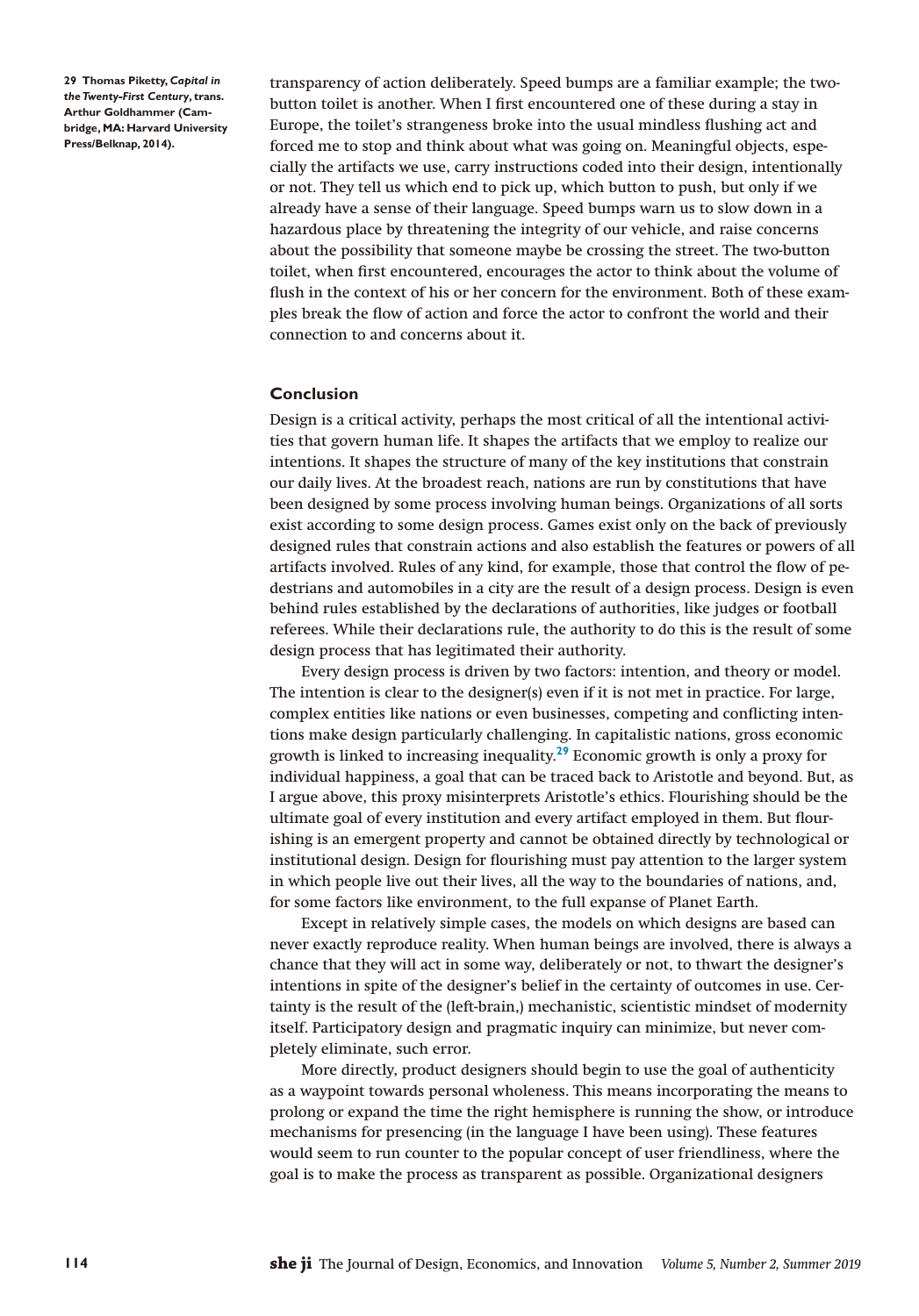transparency of action deliberately. Speed bumps are a familiar example; the two-button toilet is another. When I first encountered one of these during a stay in Europe, the toilet's strangeness broke into the usual mindless flushing act and forced me to stop and think about what was going on. Meaningful objects, especially the artifacts we use, carry instructions coded into their design, intentionally or not. They tell us which end to pick up, which button to push, but only if we already have a sense of their language. Speed bumps warn us to slow down in a hazardous place by threatening the integrity of our vehicle, and raise concerns about the possibility that someone maybe be crossing the street. The two-button toilet, when first encountered, encourages the actor to think about the volume of flush in the context of his or her concern for the environment. Both of these examples break the flow of action and force the actor to confront the world and their connection to and concerns about it.

### Conclusion

Design is a critical activity, perhaps the most critical of all the intentional activities that govern human life. It shapes the artifacts that we employ to realize our intentions. It shapes the structure of many of the key institutions that constrain our daily lives. At the broadest reach, nations are run by constitutions that have been designed by some process involving human beings. Organizations of all sorts exist according to some design process. Games exist only on the back of previously designed rules that constrain actions and also establish the features or powers of all artifacts involved. Rules of any kind, for example, those that control the flow of pedestrians and automobiles in a city are the result of a design process. Design is even behind rules established by the declarations of authorities, like judges or football referees. While their declarations rule, the authority to do this is the result of some design process that has legitimated their authority.

Every design process is driven by two factors: intention, and theory or model. The intention is clear to the designer(s) even if it is not met in practice. For large, complex entities like nations or even businesses, competing and conflicting intentions make design particularly challenging. In capitalistic nations, gross economic growth is linked to increasing inequality.[29] Economic growth is only a proxy for individual happiness, a goal that can be traced back to Aristotle and beyond. But, as I argue above, this proxy misinterprets Aristotle's ethics. Flourishing should be the ultimate goal of every institution and every artifact employed in them. But flourishing is an emergent property and cannot be obtained directly by technological or institutional design. Design for flourishing must pay attention to the larger system in which people live out their lives, all the way to the boundaries of nations, and, for some factors like environment, to the full expanse of Planet Earth.

Except in relatively simple cases, the models on which designs are based can never exactly reproduce reality. When human beings are involved, there is always a chance that they will act in some way, deliberately or not, to thwart the designer's intentions in spite of the designer's belief in the certainty of outcomes in use. Certainty is the result of the (left-brain,) mechanistic, scientistic mindset of modernity itself. Participatory design and pragmatic inquiry can minimize, but never completely eliminate, such error.

More directly, product designers should begin to use the goal of authenticity as a waypoint towards personal wholeness. This means incorporating the means to prolong or expand the time the right hemisphere is running the show, or introduce mechanisms for presencing (in the language I have been using). These features would seem to run counter to the popular concept of user friendliness, where the goal is to make the process as transparent as possible. Organizational designers

**29 Thomas Piketty, *Capital in the Twenty-First Century*, trans. Arthur Goldhammer (Cambridge, MA: Harvard University Press/Belknap, 2014).**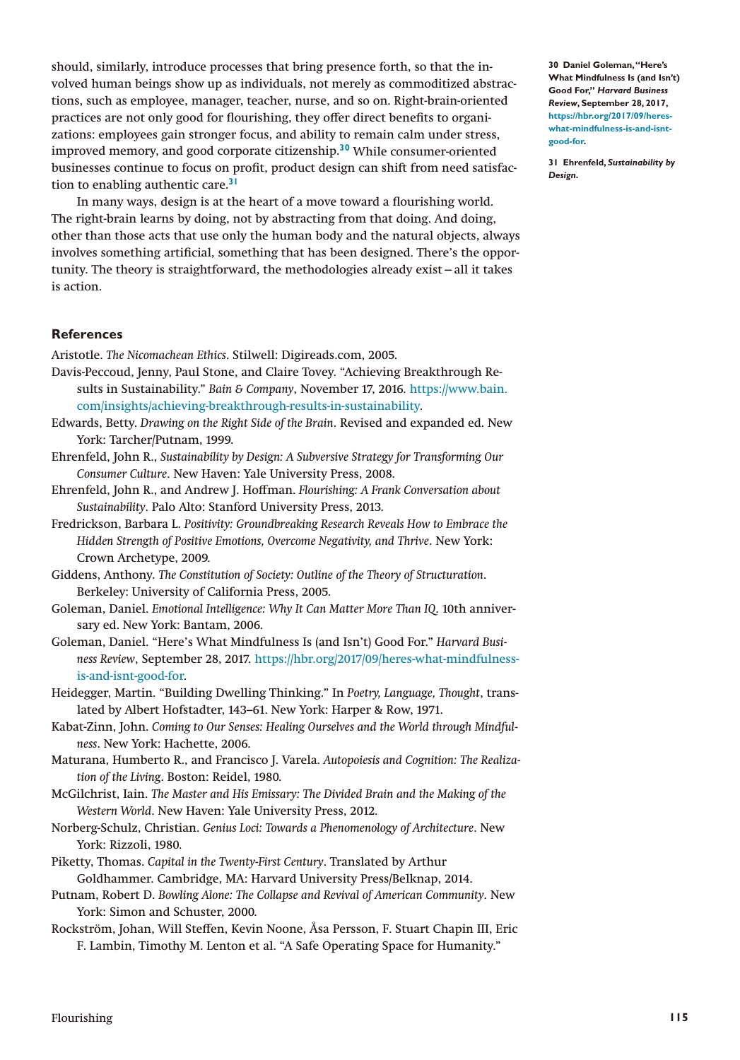should, similarly, introduce processes that bring presence forth, so that the involved human beings show up as individuals, not merely as commoditized abstractions, such as employee, manager, teacher, nurse, and so on. Right-brain-oriented practices are not only good for flourishing, they offer direct benefits to organizations: employees gain stronger focus, and ability to remain calm under stress, improved memory, and good corporate citizenship.[30] While consumer-oriented businesses continue to focus on profit, product design can shift from need satisfaction to enabling authentic care.[31]

In many ways, design is at the heart of a move toward a flourishing world. The right-brain learns by doing, not by abstracting from that doing. And doing, other than those acts that use only the human body and the natural objects, always involves something artificial, something that has been designed. There's the opportunity. The theory is straightforward, the methodologies already exist – all it takes is action.

**30** **Daniel Goleman, "Here's What Mindfulness Is (and Isn't) Good For," *Harvard Business Review*, September 28, 2017, https://hbr.org/2017/09/heres-what-mindfulness-is-and-isnt-good-for.**

**31** **Ehrenfeld, *Sustainability by Design*.**

### References

Aristotle. *The Nicomachean Ethics*. Stilwell: Digireads.com, 2005.

Davis-Peccoud, Jenny, Paul Stone, and Claire Tovey. "Achieving Breakthrough Results in Sustainability." *Bain & Company*, November 17, 2016. https://www.bain.com/insights/achieving-breakthrough-results-in-sustainability.

Edwards, Betty. *Drawing on the Right Side of the Brain*. Revised and expanded ed. New York: Tarcher/Putnam, 1999.

Ehrenfeld, John R., *Sustainability by Design: A Subversive Strategy for Transforming Our Consumer Culture*. New Haven: Yale University Press, 2008.

Ehrenfeld, John R., and Andrew J. Hoffman. *Flourishing: A Frank Conversation about Sustainability*. Palo Alto: Stanford University Press, 2013.

Fredrickson, Barbara L. *Positivity: Groundbreaking Research Reveals How to Embrace the Hidden Strength of Positive Emotions, Overcome Negativity, and Thrive*. New York: Crown Archetype, 2009.

Giddens, Anthony. *The Constitution of Society: Outline of the Theory of Structuration*. Berkeley: University of California Press, 2005.

Goleman, Daniel. *Emotional Intelligence: Why It Can Matter More Than IQ*. 10th anniversary ed. New York: Bantam, 2006.

Goleman, Daniel. "Here's What Mindfulness Is (and Isn't) Good For." *Harvard Business Review*, September 28, 2017. https://hbr.org/2017/09/heres-what-mindfulness-is-and-isnt-good-for.

Heidegger, Martin. "Building Dwelling Thinking." In *Poetry, Language, Thought*, translated by Albert Hofstadter, 143–61. New York: Harper & Row, 1971.

Kabat-Zinn, John. *Coming to Our Senses: Healing Ourselves and the World through Mindfulness*. New York: Hachette, 2006.

Maturana, Humberto R., and Francisco J. Varela. *Autopoiesis and Cognition: The Realization of the Living*. Boston: Reidel, 1980.

McGilchrist, Iain. *The Master and His Emissary: The Divided Brain and the Making of the Western World*. New Haven: Yale University Press, 2012.

Norberg-Schulz, Christian. *Genius Loci: Towards a Phenomenology of Architecture*. New York: Rizzoli, 1980.

Piketty, Thomas. *Capital in the Twenty-First Century*. Translated by Arthur Goldhammer. Cambridge, MA: Harvard University Press/Belknap, 2014.

Putnam, Robert D. *Bowling Alone: The Collapse and Revival of American Community*. New York: Simon and Schuster, 2000.

Rockström, Johan, Will Steffen, Kevin Noone, Åsa Persson, F. Stuart Chapin III, Eric F. Lambin, Timothy M. Lenton et al. "A Safe Operating Space for Humanity."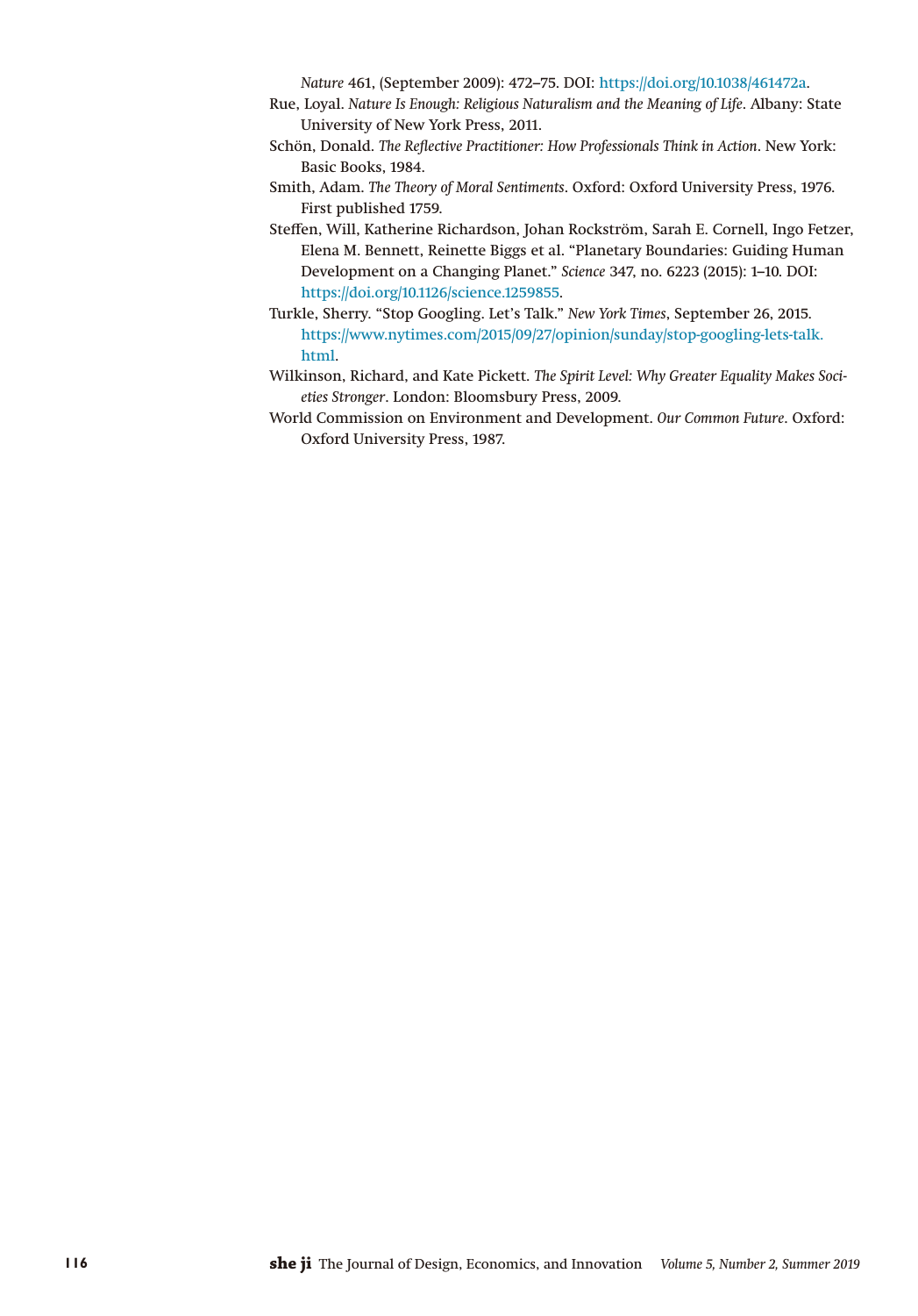*Nature* 461, (September 2009): 472–75. DOI: https://doi.org/10.1038/461472a.

Rue, Loyal. *Nature Is Enough: Religious Naturalism and the Meaning of Life*. Albany: State University of New York Press, 2011.

Schön, Donald. *The Reflective Practitioner: How Professionals Think in Action*. New York: Basic Books, 1984.

Smith, Adam. *The Theory of Moral Sentiments*. Oxford: Oxford University Press, 1976. First published 1759.

Steffen, Will, Katherine Richardson, Johan Rockström, Sarah E. Cornell, Ingo Fetzer, Elena M. Bennett, Reinette Biggs et al. "Planetary Boundaries: Guiding Human Development on a Changing Planet." *Science* 347, no. 6223 (2015): 1–10. DOI: https://doi.org/10.1126/science.1259855.

Turkle, Sherry. "Stop Googling. Let's Talk." *New York Times*, September 26, 2015. https://www.nytimes.com/2015/09/27/opinion/sunday/stop-googling-lets-talk.html.

Wilkinson, Richard, and Kate Pickett. *The Spirit Level: Why Greater Equality Makes Societies Stronger*. London: Bloomsbury Press, 2009.

World Commission on Environment and Development. *Our Common Future*. Oxford: Oxford University Press, 1987.